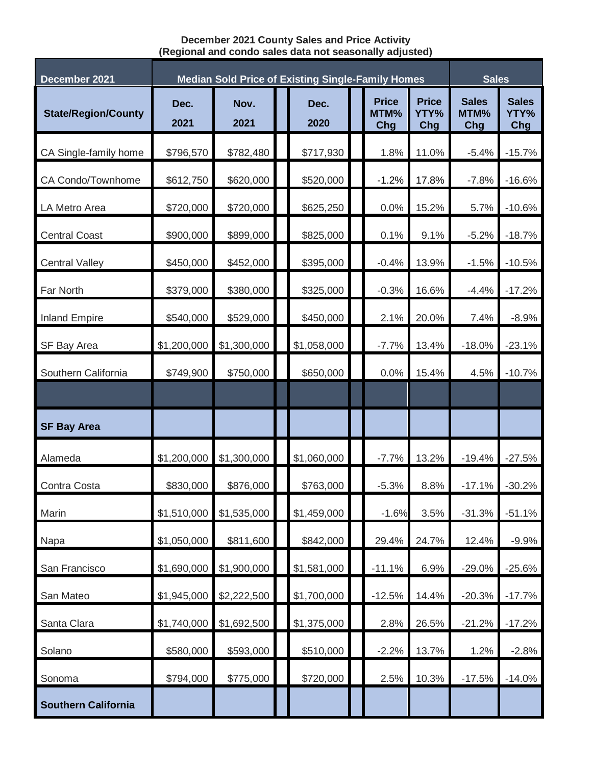**December 2021 County Sales and Price Activity**
**(Regional and condo sales data not seasonally adjusted)**

| December 2021 | Median Sold Price of Existing Single-Family Homes | | | | | Sales | |
|---|---|---|---|---|---|---|---|
| **State/Region/County** | **Dec. 2021** | **Nov. 2021** | **Dec. 2020** | **Price MTM% Chg** | **Price YTY% Chg** | **Sales MTM% Chg** | **Sales YTY% Chg** |
| CA Single-family home | $796,570 | $782,480 | $717,930 | 1.8% | 11.0% | -5.4% | -15.7% |
| CA Condo/Townhome | $612,750 | $620,000 | $520,000 | -1.2% | 17.8% | -7.8% | -16.6% |
| LA Metro Area | $720,000 | $720,000 | $625,250 | 0.0% | 15.2% | 5.7% | -10.6% |
| Central Coast | $900,000 | $899,000 | $825,000 | 0.1% | 9.1% | -5.2% | -18.7% |
| Central Valley | $450,000 | $452,000 | $395,000 | -0.4% | 13.9% | -1.5% | -10.5% |
| Far North | $379,000 | $380,000 | $325,000 | -0.3% | 16.6% | -4.4% | -17.2% |
| Inland Empire | $540,000 | $529,000 | $450,000 | 2.1% | 20.0% | 7.4% | -8.9% |
| SF Bay Area | $1,200,000 | $1,300,000 | $1,058,000 | -7.7% | 13.4% | -18.0% | -23.1% |
| Southern California | $749,900 | $750,000 | $650,000 | 0.0% | 15.4% | 4.5% | -10.7% |
| | | | | | | | |
| **SF Bay Area** | | | | | | | |
| Alameda | $1,200,000 | $1,300,000 | $1,060,000 | -7.7% | 13.2% | -19.4% | -27.5% |
| Contra Costa | $830,000 | $876,000 | $763,000 | -5.3% | 8.8% | -17.1% | -30.2% |
| Marin | $1,510,000 | $1,535,000 | $1,459,000 | -1.6% | 3.5% | -31.3% | -51.1% |
| Napa | $1,050,000 | $811,600 | $842,000 | 29.4% | 24.7% | 12.4% | -9.9% |
| San Francisco | $1,690,000 | $1,900,000 | $1,581,000 | -11.1% | 6.9% | -29.0% | -25.6% |
| San Mateo | $1,945,000 | $2,222,500 | $1,700,000 | -12.5% | 14.4% | -20.3% | -17.7% |
| Santa Clara | $1,740,000 | $1,692,500 | $1,375,000 | 2.8% | 26.5% | -21.2% | -17.2% |
| Solano | $580,000 | $593,000 | $510,000 | -2.2% | 13.7% | 1.2% | -2.8% |
| Sonoma | $794,000 | $775,000 | $720,000 | 2.5% | 10.3% | -17.5% | -14.0% |
| **Southern California** | | | | | | | |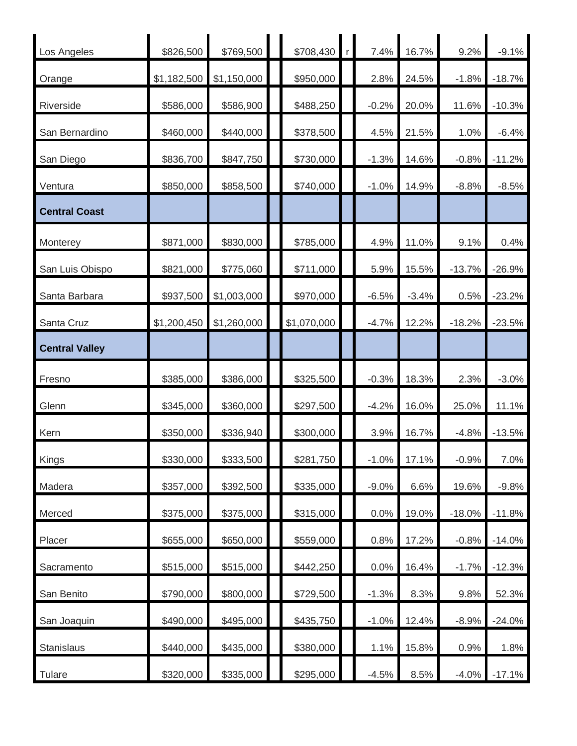| | | | | | | | | | | |
|---|---|---|---|---|---|---|---|---|---|---|
| Los Angeles | $826,500 | $769,500 | | $708,430 | r | 7.4% | 16.7% | 9.2% | -9.1% |
| Orange | $1,182,500 | $1,150,000 | | $950,000 | | 2.8% | 24.5% | -1.8% | -18.7% |
| Riverside | $586,000 | $586,900 | | $488,250 | | -0.2% | 20.0% | 11.6% | -10.3% |
| San Bernardino | $460,000 | $440,000 | | $378,500 | | 4.5% | 21.5% | 1.0% | -6.4% |
| San Diego | $836,700 | $847,750 | | $730,000 | | -1.3% | 14.6% | -0.8% | -11.2% |
| Ventura | $850,000 | $858,500 | | $740,000 | | -1.0% | 14.9% | -8.8% | -8.5% |
| **Central Coast** | | | | | | | | | |
| Monterey | $871,000 | $830,000 | | $785,000 | | 4.9% | 11.0% | 9.1% | 0.4% |
| San Luis Obispo | $821,000 | $775,060 | | $711,000 | | 5.9% | 15.5% | -13.7% | -26.9% |
| Santa Barbara | $937,500 | $1,003,000 | | $970,000 | | -6.5% | -3.4% | 0.5% | -23.2% |
| Santa Cruz | $1,200,450 | $1,260,000 | | $1,070,000 | | -4.7% | 12.2% | -18.2% | -23.5% |
| **Central Valley** | | | | | | | | | |
| Fresno | $385,000 | $386,000 | | $325,500 | | -0.3% | 18.3% | 2.3% | -3.0% |
| Glenn | $345,000 | $360,000 | | $297,500 | | -4.2% | 16.0% | 25.0% | 11.1% |
| Kern | $350,000 | $336,940 | | $300,000 | | 3.9% | 16.7% | -4.8% | -13.5% |
| Kings | $330,000 | $333,500 | | $281,750 | | -1.0% | 17.1% | -0.9% | 7.0% |
| Madera | $357,000 | $392,500 | | $335,000 | | -9.0% | 6.6% | 19.6% | -9.8% |
| Merced | $375,000 | $375,000 | | $315,000 | | 0.0% | 19.0% | -18.0% | -11.8% |
| Placer | $655,000 | $650,000 | | $559,000 | | 0.8% | 17.2% | -0.8% | -14.0% |
| Sacramento | $515,000 | $515,000 | | $442,250 | | 0.0% | 16.4% | -1.7% | -12.3% |
| San Benito | $790,000 | $800,000 | | $729,500 | | -1.3% | 8.3% | 9.8% | 52.3% |
| San Joaquin | $490,000 | $495,000 | | $435,750 | | -1.0% | 12.4% | -8.9% | -24.0% |
| Stanislaus | $440,000 | $435,000 | | $380,000 | | 1.1% | 15.8% | 0.9% | 1.8% |
| Tulare | $320,000 | $335,000 | | $295,000 | | -4.5% | 8.5% | -4.0% | -17.1% |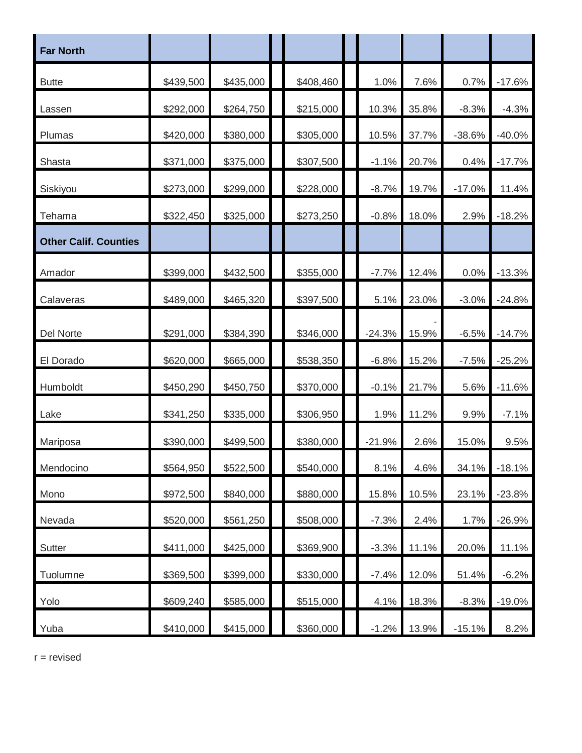| | | | | | | | |
|---|---|---|---|---|---|---|---|
| **Far North** | | | | | | | |
| Butte | $439,500 | $435,000 | $408,460 | 1.0% | 7.6% | 0.7% | -17.6% |
| Lassen | $292,000 | $264,750 | $215,000 | 10.3% | 35.8% | -8.3% | -4.3% |
| Plumas | $420,000 | $380,000 | $305,000 | 10.5% | 37.7% | -38.6% | -40.0% |
| Shasta | $371,000 | $375,000 | $307,500 | -1.1% | 20.7% | 0.4% | -17.7% |
| Siskiyou | $273,000 | $299,000 | $228,000 | -8.7% | 19.7% | -17.0% | 11.4% |
| Tehama | $322,450 | $325,000 | $273,250 | -0.8% | 18.0% | 2.9% | -18.2% |
| **Other Calif. Counties** | | | | | | | |
| Amador | $399,000 | $432,500 | $355,000 | -7.7% | 12.4% | 0.0% | -13.3% |
| Calaveras | $489,000 | $465,320 | $397,500 | 5.1% | 23.0% | -3.0% | -24.8% |
| Del Norte | $291,000 | $384,390 | $346,000 | -24.3% | -15.9% | -6.5% | -14.7% |
| El Dorado | $620,000 | $665,000 | $538,350 | -6.8% | 15.2% | -7.5% | -25.2% |
| Humboldt | $450,290 | $450,750 | $370,000 | -0.1% | 21.7% | 5.6% | -11.6% |
| Lake | $341,250 | $335,000 | $306,950 | 1.9% | 11.2% | 9.9% | -7.1% |
| Mariposa | $390,000 | $499,500 | $380,000 | -21.9% | 2.6% | 15.0% | 9.5% |
| Mendocino | $564,950 | $522,500 | $540,000 | 8.1% | 4.6% | 34.1% | -18.1% |
| Mono | $972,500 | $840,000 | $880,000 | 15.8% | 10.5% | 23.1% | -23.8% |
| Nevada | $520,000 | $561,250 | $508,000 | -7.3% | 2.4% | 1.7% | -26.9% |
| Sutter | $411,000 | $425,000 | $369,900 | -3.3% | 11.1% | 20.0% | 11.1% |
| Tuolumne | $369,500 | $399,000 | $330,000 | -7.4% | 12.0% | 51.4% | -6.2% |
| Yolo | $609,240 | $585,000 | $515,000 | 4.1% | 18.3% | -8.3% | -19.0% |
| Yuba | $410,000 | $415,000 | $360,000 | -1.2% | 13.9% | -15.1% | 8.2% |

r = revised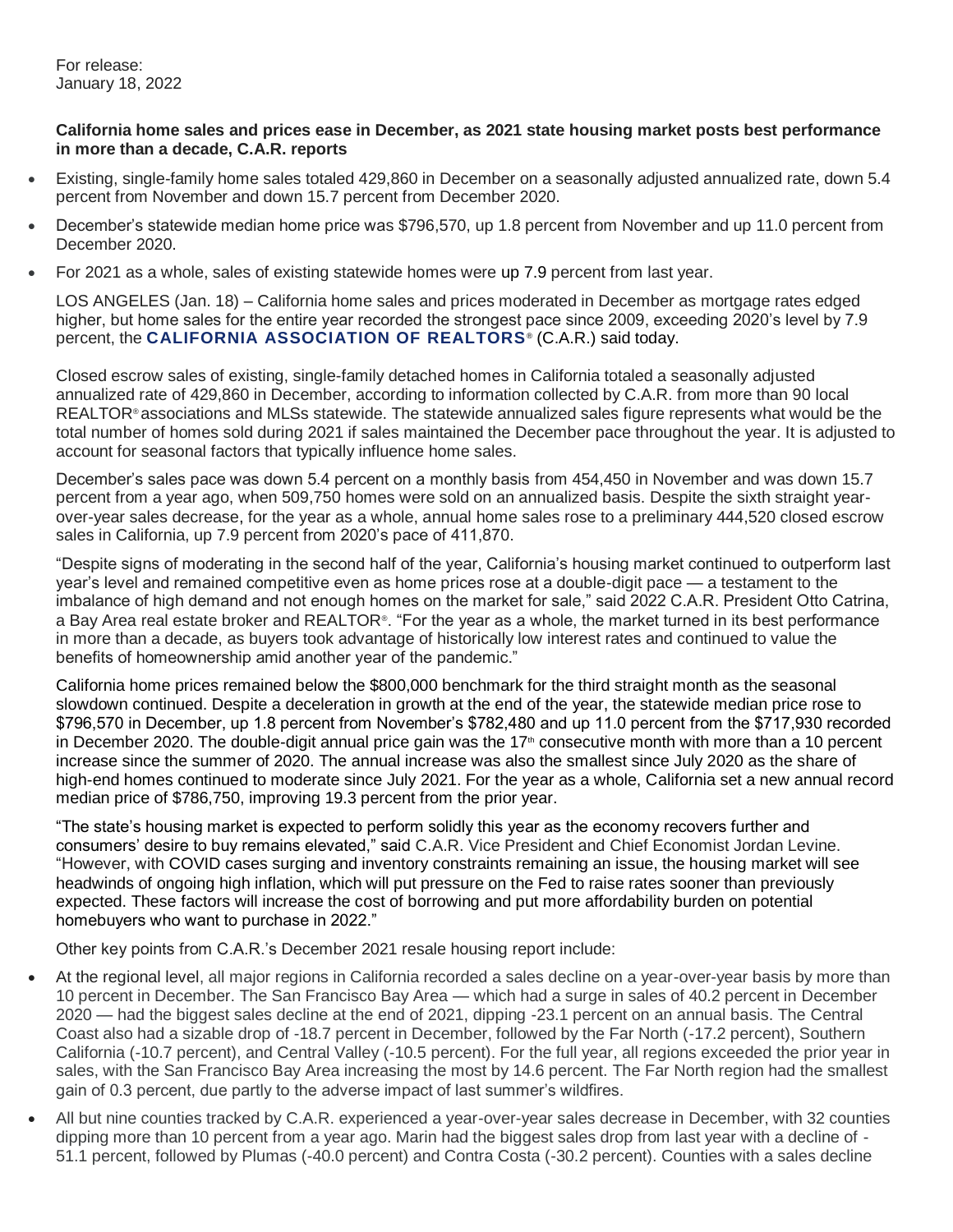For release:
January 18, 2022

**California home sales and prices ease in December, as 2021 state housing market posts best performance in more than a decade, C.A.R. reports**

- Existing, single-family home sales totaled 429,860 in December on a seasonally adjusted annualized rate, down 5.4 percent from November and down 15.7 percent from December 2020.
- December's statewide median home price was $796,570, up 1.8 percent from November and up 11.0 percent from December 2020.
- For 2021 as a whole, sales of existing statewide homes were up 7.9 percent from last year.

LOS ANGELES (Jan. 18) – California home sales and prices moderated in December as mortgage rates edged higher, but home sales for the entire year recorded the strongest pace since 2009, exceeding 2020's level by 7.9 percent, the **CALIFORNIA ASSOCIATION OF REALTORS®** (C.A.R.) said today.

Closed escrow sales of existing, single-family detached homes in California totaled a seasonally adjusted annualized rate of 429,860 in December, according to information collected by C.A.R. from more than 90 local REALTOR® associations and MLSs statewide. The statewide annualized sales figure represents what would be the total number of homes sold during 2021 if sales maintained the December pace throughout the year. It is adjusted to account for seasonal factors that typically influence home sales.

December's sales pace was down 5.4 percent on a monthly basis from 454,450 in November and was down 15.7 percent from a year ago, when 509,750 homes were sold on an annualized basis. Despite the sixth straight year-over-year sales decrease, for the year as a whole, annual home sales rose to a preliminary 444,520 closed escrow sales in California, up 7.9 percent from 2020's pace of 411,870.

"Despite signs of moderating in the second half of the year, California's housing market continued to outperform last year's level and remained competitive even as home prices rose at a double-digit pace — a testament to the imbalance of high demand and not enough homes on the market for sale," said 2022 C.A.R. President Otto Catrina, a Bay Area real estate broker and REALTOR®. "For the year as a whole, the market turned in its best performance in more than a decade, as buyers took advantage of historically low interest rates and continued to value the benefits of homeownership amid another year of the pandemic."

California home prices remained below the $800,000 benchmark for the third straight month as the seasonal slowdown continued. Despite a deceleration in growth at the end of the year, the statewide median price rose to $796,570 in December, up 1.8 percent from November's $782,480 and up 11.0 percent from the $717,930 recorded in December 2020. The double-digit annual price gain was the 17th consecutive month with more than a 10 percent increase since the summer of 2020. The annual increase was also the smallest since July 2020 as the share of high-end homes continued to moderate since July 2021. For the year as a whole, California set a new annual record median price of $786,750, improving 19.3 percent from the prior year.

"The state's housing market is expected to perform solidly this year as the economy recovers further and consumers' desire to buy remains elevated," said C.A.R. Vice President and Chief Economist Jordan Levine. "However, with COVID cases surging and inventory constraints remaining an issue, the housing market will see headwinds of ongoing high inflation, which will put pressure on the Fed to raise rates sooner than previously expected. These factors will increase the cost of borrowing and put more affordability burden on potential homebuyers who want to purchase in 2022."

Other key points from C.A.R.'s December 2021 resale housing report include:

- At the regional level, all major regions in California recorded a sales decline on a year-over-year basis by more than 10 percent in December. The San Francisco Bay Area — which had a surge in sales of 40.2 percent in December 2020 — had the biggest sales decline at the end of 2021, dipping -23.1 percent on an annual basis. The Central Coast also had a sizable drop of -18.7 percent in December, followed by the Far North (-17.2 percent), Southern California (-10.7 percent), and Central Valley (-10.5 percent). For the full year, all regions exceeded the prior year in sales, with the San Francisco Bay Area increasing the most by 14.6 percent. The Far North region had the smallest gain of 0.3 percent, due partly to the adverse impact of last summer's wildfires.
- All but nine counties tracked by C.A.R. experienced a year-over-year sales decrease in December, with 32 counties dipping more than 10 percent from a year ago. Marin had the biggest sales drop from last year with a decline of -51.1 percent, followed by Plumas (-40.0 percent) and Contra Costa (-30.2 percent). Counties with a sales decline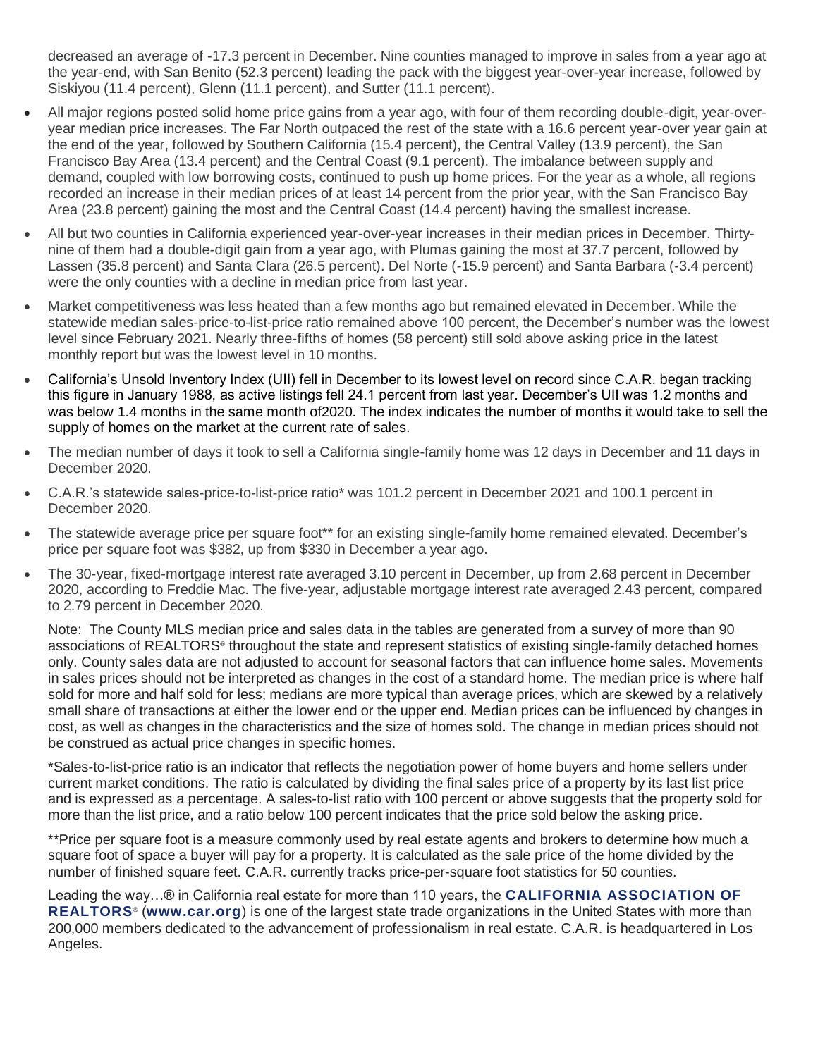decreased an average of -17.3 percent in December. Nine counties managed to improve in sales from a year ago at the year-end, with San Benito (52.3 percent) leading the pack with the biggest year-over-year increase, followed by Siskiyou (11.4 percent), Glenn (11.1 percent), and Sutter (11.1 percent).

- All major regions posted solid home price gains from a year ago, with four of them recording double-digit, year-over-year median price increases. The Far North outpaced the rest of the state with a 16.6 percent year-over year gain at the end of the year, followed by Southern California (15.4 percent), the Central Valley (13.9 percent), the San Francisco Bay Area (13.4 percent) and the Central Coast (9.1 percent). The imbalance between supply and demand, coupled with low borrowing costs, continued to push up home prices. For the year as a whole, all regions recorded an increase in their median prices of at least 14 percent from the prior year, with the San Francisco Bay Area (23.8 percent) gaining the most and the Central Coast (14.4 percent) having the smallest increase.
- All but two counties in California experienced year-over-year increases in their median prices in December. Thirty-nine of them had a double-digit gain from a year ago, with Plumas gaining the most at 37.7 percent, followed by Lassen (35.8 percent) and Santa Clara (26.5 percent). Del Norte (-15.9 percent) and Santa Barbara (-3.4 percent) were the only counties with a decline in median price from last year.
- Market competitiveness was less heated than a few months ago but remained elevated in December. While the statewide median sales-price-to-list-price ratio remained above 100 percent, the December's number was the lowest level since February 2021. Nearly three-fifths of homes (58 percent) still sold above asking price in the latest monthly report but was the lowest level in 10 months.
- California's Unsold Inventory Index (UII) fell in December to its lowest level on record since C.A.R. began tracking this figure in January 1988, as active listings fell 24.1 percent from last year. December's UII was 1.2 months and was below 1.4 months in the same month of2020. The index indicates the number of months it would take to sell the supply of homes on the market at the current rate of sales.
- The median number of days it took to sell a California single-family home was 12 days in December and 11 days in December 2020.
- C.A.R.'s statewide sales-price-to-list-price ratio* was 101.2 percent in December 2021 and 100.1 percent in December 2020.
- The statewide average price per square foot** for an existing single-family home remained elevated. December's price per square foot was $382, up from $330 in December a year ago.
- The 30-year, fixed-mortgage interest rate averaged 3.10 percent in December, up from 2.68 percent in December 2020, according to Freddie Mac. The five-year, adjustable mortgage interest rate averaged 2.43 percent, compared to 2.79 percent in December 2020.

Note: The County MLS median price and sales data in the tables are generated from a survey of more than 90 associations of REALTORS® throughout the state and represent statistics of existing single-family detached homes only. County sales data are not adjusted to account for seasonal factors that can influence home sales. Movements in sales prices should not be interpreted as changes in the cost of a standard home. The median price is where half sold for more and half sold for less; medians are more typical than average prices, which are skewed by a relatively small share of transactions at either the lower end or the upper end. Median prices can be influenced by changes in cost, as well as changes in the characteristics and the size of homes sold. The change in median prices should not be construed as actual price changes in specific homes.

*Sales-to-list-price ratio is an indicator that reflects the negotiation power of home buyers and home sellers under current market conditions. The ratio is calculated by dividing the final sales price of a property by its last list price and is expressed as a percentage. A sales-to-list ratio with 100 percent or above suggests that the property sold for more than the list price, and a ratio below 100 percent indicates that the price sold below the asking price.

**Price per square foot is a measure commonly used by real estate agents and brokers to determine how much a square foot of space a buyer will pay for a property. It is calculated as the sale price of the home divided by the number of finished square feet. C.A.R. currently tracks price-per-square foot statistics for 50 counties.

Leading the way…® in California real estate for more than 110 years, the **CALIFORNIA ASSOCIATION OF REALTORS®** (**www.car.org**) is one of the largest state trade organizations in the United States with more than 200,000 members dedicated to the advancement of professionalism in real estate. C.A.R. is headquartered in Los Angeles.